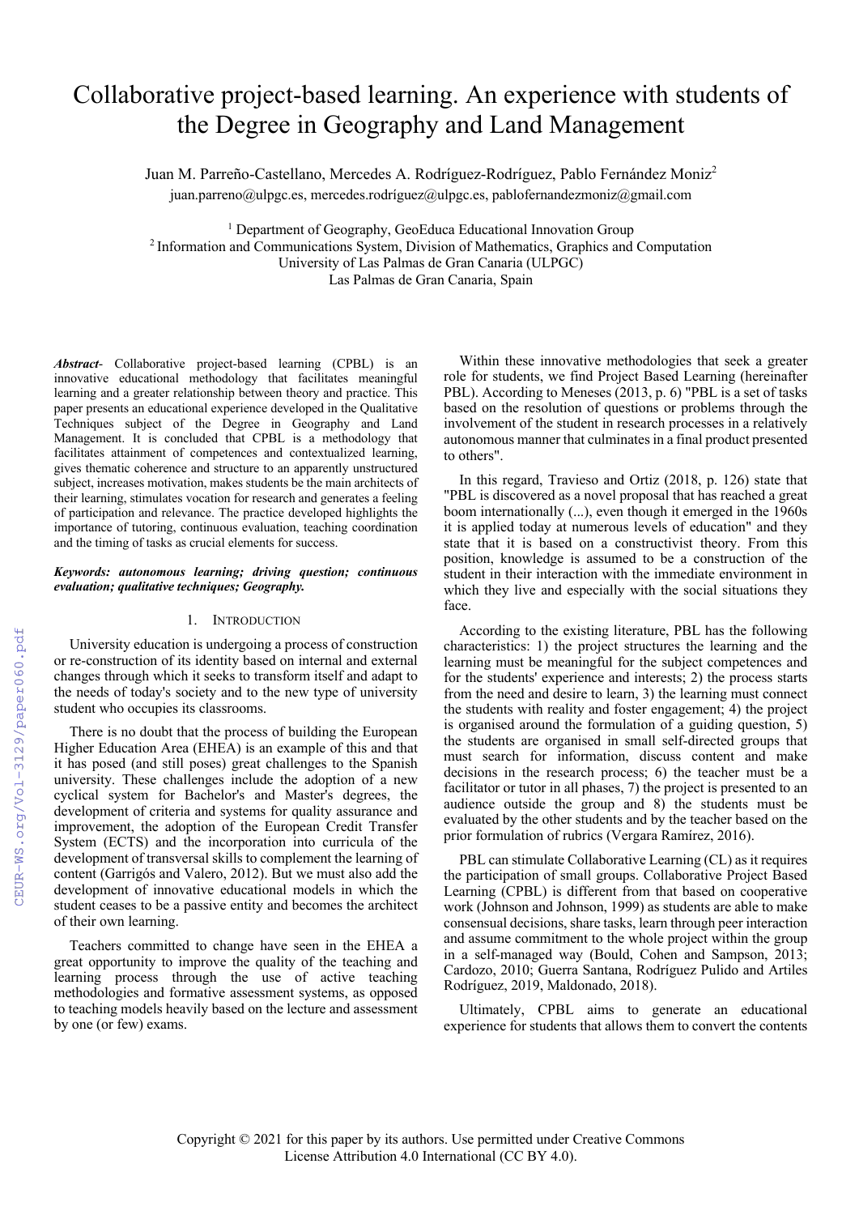# Collaborative project-based learning. An experience with students of the Degree in Geography and Land Management

Juan M. Parreño-Castellano, Mercedes A. Rodríguez-Rodríguez, Pablo Fernández Moniz[2]

juan.parreno@ulpgc.es, mercedes.rodríguez@ulpgc.es, pablofernandezmoniz@gmail.com

[1] Department of Geography, GeoEduca Educational Innovation Group
[2] Information and Communications System, Division of Mathematics, Graphics and Computation
University of Las Palmas de Gran Canaria (ULPGC)
Las Palmas de Gran Canaria, Spain

***Abstract-*** Collaborative project-based learning (CPBL) is an innovative educational methodology that facilitates meaningful learning and a greater relationship between theory and practice. This paper presents an educational experience developed in the Qualitative Techniques subject of the Degree in Geography and Land Management. It is concluded that CPBL is a methodology that facilitates attainment of competences and contextualized learning, gives thematic coherence and structure to an apparently unstructured subject, increases motivation, makes students be the main architects of their learning, stimulates vocation for research and generates a feeling of participation and relevance. The practice developed highlights the importance of tutoring, continuous evaluation, teaching coordination and the timing of tasks as crucial elements for success.

***Keywords: autonomous learning; driving question; continuous evaluation; qualitative techniques; Geography.***

## 1. Introduction

University education is undergoing a process of construction or re-construction of its identity based on internal and external changes through which it seeks to transform itself and adapt to the needs of today's society and to the new type of university student who occupies its classrooms.

There is no doubt that the process of building the European Higher Education Area (EHEA) is an example of this and that it has posed (and still poses) great challenges to the Spanish university. These challenges include the adoption of a new cyclical system for Bachelor's and Master's degrees, the development of criteria and systems for quality assurance and improvement, the adoption of the European Credit Transfer System (ECTS) and the incorporation into curricula of the development of transversal skills to complement the learning of content (Garrigós and Valero, 2012). But we must also add the development of innovative educational models in which the student ceases to be a passive entity and becomes the architect of their own learning.

Teachers committed to change have seen in the EHEA a great opportunity to improve the quality of the teaching and learning process through the use of active teaching methodologies and formative assessment systems, as opposed to teaching models heavily based on the lecture and assessment by one (or few) exams.

Within these innovative methodologies that seek a greater role for students, we find Project Based Learning (hereinafter PBL). According to Meneses (2013, p. 6) "PBL is a set of tasks based on the resolution of questions or problems through the involvement of the student in research processes in a relatively autonomous manner that culminates in a final product presented to others".

In this regard, Travieso and Ortiz (2018, p. 126) state that "PBL is discovered as a novel proposal that has reached a great boom internationally (...), even though it emerged in the 1960s it is applied today at numerous levels of education" and they state that it is based on a constructivist theory. From this position, knowledge is assumed to be a construction of the student in their interaction with the immediate environment in which they live and especially with the social situations they face.

According to the existing literature, PBL has the following characteristics: 1) the project structures the learning and the learning must be meaningful for the subject competences and for the students' experience and interests; 2) the process starts from the need and desire to learn, 3) the learning must connect the students with reality and foster engagement; 4) the project is organised around the formulation of a guiding question, 5) the students are organised in small self-directed groups that must search for information, discuss content and make decisions in the research process; 6) the teacher must be a facilitator or tutor in all phases, 7) the project is presented to an audience outside the group and 8) the students must be evaluated by the other students and by the teacher based on the prior formulation of rubrics (Vergara Ramírez, 2016).

PBL can stimulate Collaborative Learning (CL) as it requires the participation of small groups. Collaborative Project Based Learning (CPBL) is different from that based on cooperative work (Johnson and Johnson, 1999) as students are able to make consensual decisions, share tasks, learn through peer interaction and assume commitment to the whole project within the group in a self-managed way (Bould, Cohen and Sampson, 2013; Cardozo, 2010; Guerra Santana, Rodríguez Pulido and Artiles Rodríguez, 2019, Maldonado, 2018).

Ultimately, CPBL aims to generate an educational experience for students that allows them to convert the contents

Copyright © 2021 for this paper by its authors. Use permitted under Creative Commons License Attribution 4.0 International (CC BY 4.0).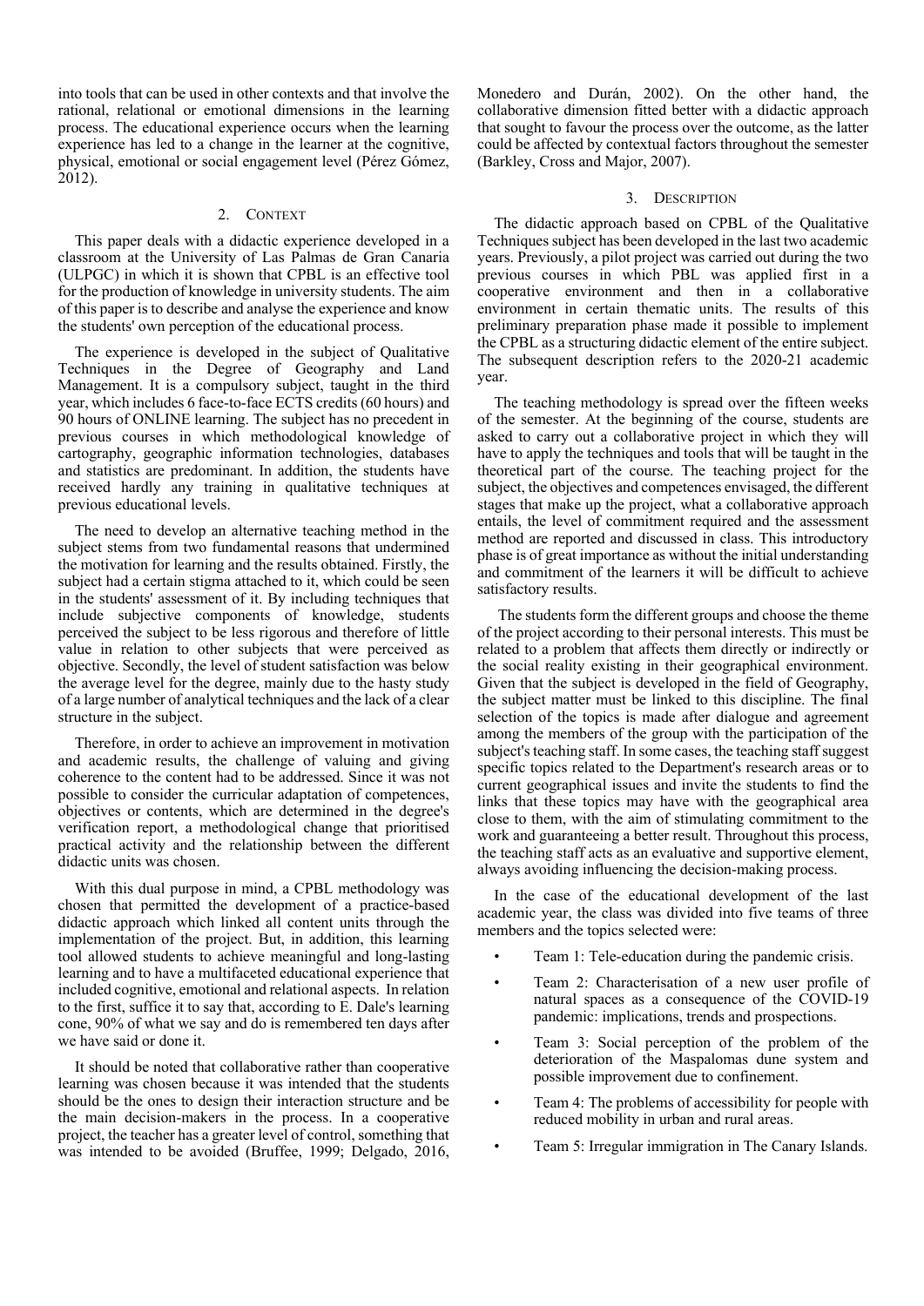into tools that can be used in other contexts and that involve the rational, relational or emotional dimensions in the learning process. The educational experience occurs when the learning experience has led to a change in the learner at the cognitive, physical, emotional or social engagement level (Pérez Gómez, 2012).

## 2. Context

This paper deals with a didactic experience developed in a classroom at the University of Las Palmas de Gran Canaria (ULPGC) in which it is shown that CPBL is an effective tool for the production of knowledge in university students. The aim of this paper is to describe and analyse the experience and know the students' own perception of the educational process.

The experience is developed in the subject of Qualitative Techniques in the Degree of Geography and Land Management. It is a compulsory subject, taught in the third year, which includes 6 face-to-face ECTS credits (60 hours) and 90 hours of ONLINE learning. The subject has no precedent in previous courses in which methodological knowledge of cartography, geographic information technologies, databases and statistics are predominant. In addition, the students have received hardly any training in qualitative techniques at previous educational levels.

The need to develop an alternative teaching method in the subject stems from two fundamental reasons that undermined the motivation for learning and the results obtained. Firstly, the subject had a certain stigma attached to it, which could be seen in the students' assessment of it. By including techniques that include subjective components of knowledge, students perceived the subject to be less rigorous and therefore of little value in relation to other subjects that were perceived as objective. Secondly, the level of student satisfaction was below the average level for the degree, mainly due to the hasty study of a large number of analytical techniques and the lack of a clear structure in the subject.

Therefore, in order to achieve an improvement in motivation and academic results, the challenge of valuing and giving coherence to the content had to be addressed. Since it was not possible to consider the curricular adaptation of competences, objectives or contents, which are determined in the degree's verification report, a methodological change that prioritised practical activity and the relationship between the different didactic units was chosen.

With this dual purpose in mind, a CPBL methodology was chosen that permitted the development of a practice-based didactic approach which linked all content units through the implementation of the project. But, in addition, this learning tool allowed students to achieve meaningful and long-lasting learning and to have a multifaceted educational experience that included cognitive, emotional and relational aspects. In relation to the first, suffice it to say that, according to E. Dale's learning cone, 90% of what we say and do is remembered ten days after we have said or done it.

It should be noted that collaborative rather than cooperative learning was chosen because it was intended that the students should be the ones to design their interaction structure and be the main decision-makers in the process. In a cooperative project, the teacher has a greater level of control, something that was intended to be avoided (Bruffee, 1999; Delgado, 2016, Monedero and Durán, 2002). On the other hand, the collaborative dimension fitted better with a didactic approach that sought to favour the process over the outcome, as the latter could be affected by contextual factors throughout the semester (Barkley, Cross and Major, 2007).

## 3. Description

The didactic approach based on CPBL of the Qualitative Techniques subject has been developed in the last two academic years. Previously, a pilot project was carried out during the two previous courses in which PBL was applied first in a cooperative environment and then in a collaborative environment in certain thematic units. The results of this preliminary preparation phase made it possible to implement the CPBL as a structuring didactic element of the entire subject. The subsequent description refers to the 2020-21 academic year.

The teaching methodology is spread over the fifteen weeks of the semester. At the beginning of the course, students are asked to carry out a collaborative project in which they will have to apply the techniques and tools that will be taught in the theoretical part of the course. The teaching project for the subject, the objectives and competences envisaged, the different stages that make up the project, what a collaborative approach entails, the level of commitment required and the assessment method are reported and discussed in class. This introductory phase is of great importance as without the initial understanding and commitment of the learners it will be difficult to achieve satisfactory results.

The students form the different groups and choose the theme of the project according to their personal interests. This must be related to a problem that affects them directly or indirectly or the social reality existing in their geographical environment. Given that the subject is developed in the field of Geography, the subject matter must be linked to this discipline. The final selection of the topics is made after dialogue and agreement among the members of the group with the participation of the subject's teaching staff. In some cases, the teaching staff suggest specific topics related to the Department's research areas or to current geographical issues and invite the students to find the links that these topics may have with the geographical area close to them, with the aim of stimulating commitment to the work and guaranteeing a better result. Throughout this process, the teaching staff acts as an evaluative and supportive element, always avoiding influencing the decision-making process.

In the case of the educational development of the last academic year, the class was divided into five teams of three members and the topics selected were:

- Team 1: Tele-education during the pandemic crisis.
- Team 2: Characterisation of a new user profile of natural spaces as a consequence of the COVID-19 pandemic: implications, trends and prospections.
- Team 3: Social perception of the problem of the deterioration of the Maspalomas dune system and possible improvement due to confinement.
- Team 4: The problems of accessibility for people with reduced mobility in urban and rural areas.
- Team 5: Irregular immigration in The Canary Islands.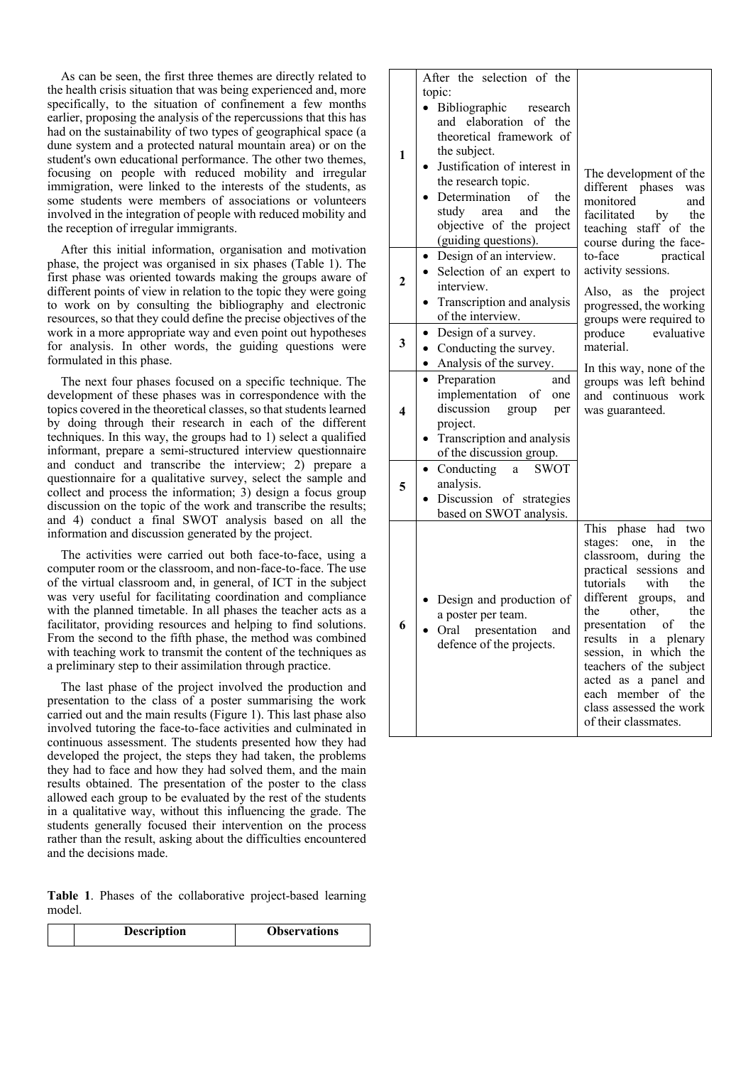As can be seen, the first three themes are directly related to the health crisis situation that was being experienced and, more specifically, to the situation of confinement a few months earlier, proposing the analysis of the repercussions that this has had on the sustainability of two types of geographical space (a dune system and a protected natural mountain area) or on the student's own educational performance. The other two themes, focusing on people with reduced mobility and irregular immigration, were linked to the interests of the students, as some students were members of associations or volunteers involved in the integration of people with reduced mobility and the reception of irregular immigrants.

After this initial information, organisation and motivation phase, the project was organised in six phases (Table 1). The first phase was oriented towards making the groups aware of different points of view in relation to the topic they were going to work on by consulting the bibliography and electronic resources, so that they could define the precise objectives of the work in a more appropriate way and even point out hypotheses for analysis. In other words, the guiding questions were formulated in this phase.

The next four phases focused on a specific technique. The development of these phases was in correspondence with the topics covered in the theoretical classes, so that students learned by doing through their research in each of the different techniques. In this way, the groups had to 1) select a qualified informant, prepare a semi-structured interview questionnaire and conduct and transcribe the interview; 2) prepare a questionnaire for a qualitative survey, select the sample and collect and process the information; 3) design a focus group discussion on the topic of the work and transcribe the results; and 4) conduct a final SWOT analysis based on all the information and discussion generated by the project.

The activities were carried out both face-to-face, using a computer room or the classroom, and non-face-to-face. The use of the virtual classroom and, in general, of ICT in the subject was very useful for facilitating coordination and compliance with the planned timetable. In all phases the teacher acts as a facilitator, providing resources and helping to find solutions. From the second to the fifth phase, the method was combined with teaching work to transmit the content of the techniques as a preliminary step to their assimilation through practice.

The last phase of the project involved the production and presentation to the class of a poster summarising the work carried out and the main results (Figure 1). This last phase also involved tutoring the face-to-face activities and culminated in continuous assessment. The students presented how they had developed the project, the steps they had taken, the problems they had to face and how they had solved them, and the main results obtained. The presentation of the poster to the class allowed each group to be evaluated by the rest of the students in a qualitative way, without this influencing the grade. The students generally focused their intervention on the process rather than the result, asking about the difficulties encountered and the decisions made.

**Table 1**. Phases of the collaborative project-based learning model.

| | Description | Observations |
|---|---|---|
| 1 | After the selection of the topic:<br>• Bibliographic research and elaboration of the theoretical framework of the subject.<br>• Justification of interest in the research topic.<br>• Determination of the study area and the objective of the project (guiding questions). | The development of the different phases was monitored and facilitated by the teaching staff of the course during the face-to-face practical activity sessions.<br>Also, as the project progressed, the working groups were required to produce evaluative material.<br>In this way, none of the groups was left behind and continuous work was guaranteed. |
| 2 | • Design of an interview.<br>• Selection of an expert to interview.<br>• Transcription and analysis of the interview. | |
| 3 | • Design of a survey.<br>• Conducting the survey.<br>• Analysis of the survey. | |
| 4 | • Preparation and implementation of one discussion group per project.<br>• Transcription and analysis of the discussion group. | |
| 5 | • Conducting a SWOT analysis.<br>• Discussion of strategies based on SWOT analysis. | |
| 6 | • Design and production of a poster per team.<br>• Oral presentation and defence of the projects. | This phase had two stages: one, in the classroom, during the practical sessions and tutorials with the different groups, and the other, the presentation of the results in a plenary session, in which the teachers of the subject acted as a panel and each member of the class assessed the work of their classmates. |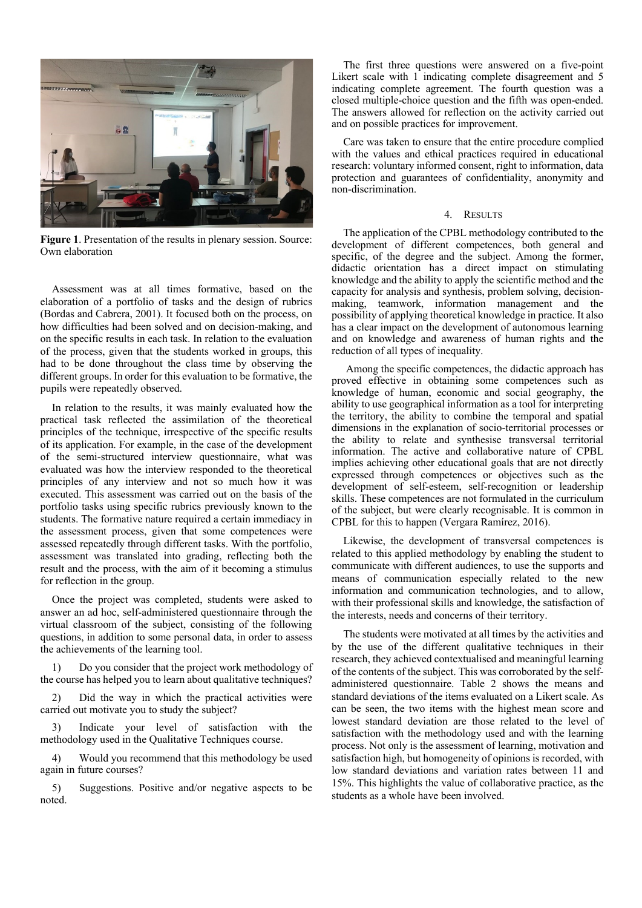**Figure 1**. Presentation of the results in plenary session. Source: Own elaboration

Assessment was at all times formative, based on the elaboration of a portfolio of tasks and the design of rubrics (Bordas and Cabrera, 2001). It focused both on the process, on how difficulties had been solved and on decision-making, and on the specific results in each task. In relation to the evaluation of the process, given that the students worked in groups, this had to be done throughout the class time by observing the different groups. In order for this evaluation to be formative, the pupils were repeatedly observed.

In relation to the results, it was mainly evaluated how the practical task reflected the assimilation of the theoretical principles of the technique, irrespective of the specific results of its application. For example, in the case of the development of the semi-structured interview questionnaire, what was evaluated was how the interview responded to the theoretical principles of any interview and not so much how it was executed. This assessment was carried out on the basis of the portfolio tasks using specific rubrics previously known to the students. The formative nature required a certain immediacy in the assessment process, given that some competences were assessed repeatedly through different tasks. With the portfolio, assessment was translated into grading, reflecting both the result and the process, with the aim of it becoming a stimulus for reflection in the group.

Once the project was completed, students were asked to answer an ad hoc, self-administered questionnaire through the virtual classroom of the subject, consisting of the following questions, in addition to some personal data, in order to assess the achievements of the learning tool.

1) Do you consider that the project work methodology of the course has helped you to learn about qualitative techniques?

2) Did the way in which the practical activities were carried out motivate you to study the subject?

3) Indicate your level of satisfaction with the methodology used in the Qualitative Techniques course.

4) Would you recommend that this methodology be used again in future courses?

5) Suggestions. Positive and/or negative aspects to be noted.

The first three questions were answered on a five-point Likert scale with 1 indicating complete disagreement and 5 indicating complete agreement. The fourth question was a closed multiple-choice question and the fifth was open-ended. The answers allowed for reflection on the activity carried out and on possible practices for improvement.

Care was taken to ensure that the entire procedure complied with the values and ethical practices required in educational research: voluntary informed consent, right to information, data protection and guarantees of confidentiality, anonymity and non-discrimination.

## 4. Results

The application of the CPBL methodology contributed to the development of different competences, both general and specific, of the degree and the subject. Among the former, didactic orientation has a direct impact on stimulating knowledge and the ability to apply the scientific method and the capacity for analysis and synthesis, problem solving, decision-making, teamwork, information management and the possibility of applying theoretical knowledge in practice. It also has a clear impact on the development of autonomous learning and on knowledge and awareness of human rights and the reduction of all types of inequality.

Among the specific competences, the didactic approach has proved effective in obtaining some competences such as knowledge of human, economic and social geography, the ability to use geographical information as a tool for interpreting the territory, the ability to combine the temporal and spatial dimensions in the explanation of socio-territorial processes or the ability to relate and synthesise transversal territorial information. The active and collaborative nature of CPBL implies achieving other educational goals that are not directly expressed through competences or objectives such as the development of self-esteem, self-recognition or leadership skills. These competences are not formulated in the curriculum of the subject, but were clearly recognisable. It is common in CPBL for this to happen (Vergara Ramírez, 2016).

Likewise, the development of transversal competences is related to this applied methodology by enabling the student to communicate with different audiences, to use the supports and means of communication especially related to the new information and communication technologies, and to allow, with their professional skills and knowledge, the satisfaction of the interests, needs and concerns of their territory.

The students were motivated at all times by the activities and by the use of the different qualitative techniques in their research, they achieved contextualised and meaningful learning of the contents of the subject. This was corroborated by the self-administered questionnaire. Table 2 shows the means and standard deviations of the items evaluated on a Likert scale. As can be seen, the two items with the highest mean score and lowest standard deviation are those related to the level of satisfaction with the methodology used and with the learning process. Not only is the assessment of learning, motivation and satisfaction high, but homogeneity of opinions is recorded, with low standard deviations and variation rates between 11 and 15%. This highlights the value of collaborative practice, as the students as a whole have been involved.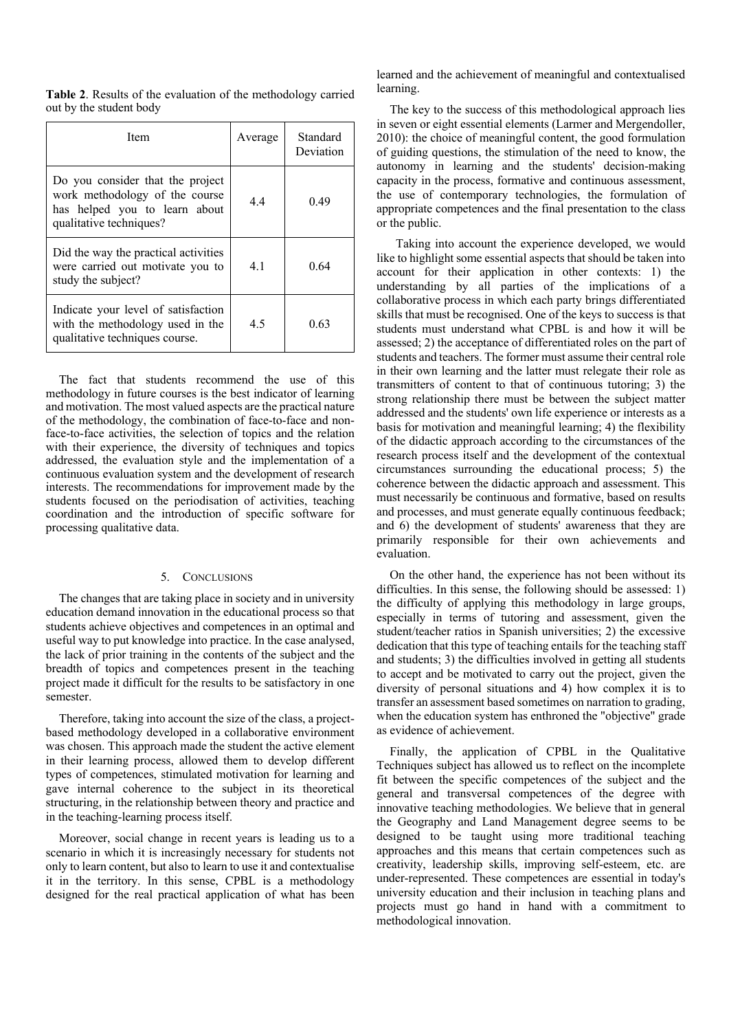**Table 2**. Results of the evaluation of the methodology carried out by the student body

| Item | Average | Standard Deviation |
|---|---|---|
| Do you consider that the project work methodology of the course has helped you to learn about qualitative techniques? | 4.4 | 0.49 |
| Did the way the practical activities were carried out motivate you to study the subject? | 4.1 | 0.64 |
| Indicate your level of satisfaction with the methodology used in the qualitative techniques course. | 4.5 | 0.63 |

The fact that students recommend the use of this methodology in future courses is the best indicator of learning and motivation. The most valued aspects are the practical nature of the methodology, the combination of face-to-face and non-face-to-face activities, the selection of topics and the relation with their experience, the diversity of techniques and topics addressed, the evaluation style and the implementation of a continuous evaluation system and the development of research interests. The recommendations for improvement made by the students focused on the periodisation of activities, teaching coordination and the introduction of specific software for processing qualitative data.

## 5. Conclusions

The changes that are taking place in society and in university education demand innovation in the educational process so that students achieve objectives and competences in an optimal and useful way to put knowledge into practice. In the case analysed, the lack of prior training in the contents of the subject and the breadth of topics and competences present in the teaching project made it difficult for the results to be satisfactory in one semester.

Therefore, taking into account the size of the class, a project-based methodology developed in a collaborative environment was chosen. This approach made the student the active element in their learning process, allowed them to develop different types of competences, stimulated motivation for learning and gave internal coherence to the subject in its theoretical structuring, in the relationship between theory and practice and in the teaching-learning process itself.

Moreover, social change in recent years is leading us to a scenario in which it is increasingly necessary for students not only to learn content, but also to learn to use it and contextualise it in the territory. In this sense, CPBL is a methodology designed for the real practical application of what has been learned and the achievement of meaningful and contextualised learning.

The key to the success of this methodological approach lies in seven or eight essential elements (Larmer and Mergendoller, 2010): the choice of meaningful content, the good formulation of guiding questions, the stimulation of the need to know, the autonomy in learning and the students' decision-making capacity in the process, formative and continuous assessment, the use of contemporary technologies, the formulation of appropriate competences and the final presentation to the class or the public.

Taking into account the experience developed, we would like to highlight some essential aspects that should be taken into account for their application in other contexts: 1) the understanding by all parties of the implications of a collaborative process in which each party brings differentiated skills that must be recognised. One of the keys to success is that students must understand what CPBL is and how it will be assessed; 2) the acceptance of differentiated roles on the part of students and teachers. The former must assume their central role in their own learning and the latter must relegate their role as transmitters of content to that of continuous tutoring; 3) the strong relationship there must be between the subject matter addressed and the students' own life experience or interests as a basis for motivation and meaningful learning; 4) the flexibility of the didactic approach according to the circumstances of the research process itself and the development of the contextual circumstances surrounding the educational process; 5) the coherence between the didactic approach and assessment. This must necessarily be continuous and formative, based on results and processes, and must generate equally continuous feedback; and 6) the development of students' awareness that they are primarily responsible for their own achievements and evaluation.

On the other hand, the experience has not been without its difficulties. In this sense, the following should be assessed: 1) the difficulty of applying this methodology in large groups, especially in terms of tutoring and assessment, given the student/teacher ratios in Spanish universities; 2) the excessive dedication that this type of teaching entails for the teaching staff and students; 3) the difficulties involved in getting all students to accept and be motivated to carry out the project, given the diversity of personal situations and 4) how complex it is to transfer an assessment based sometimes on narration to grading, when the education system has enthroned the "objective" grade as evidence of achievement.

Finally, the application of CPBL in the Qualitative Techniques subject has allowed us to reflect on the incomplete fit between the specific competences of the subject and the general and transversal competences of the degree with innovative teaching methodologies. We believe that in general the Geography and Land Management degree seems to be designed to be taught using more traditional teaching approaches and this means that certain competences such as creativity, leadership skills, improving self-esteem, etc. are under-represented. These competences are essential in today's university education and their inclusion in teaching plans and projects must go hand in hand with a commitment to methodological innovation.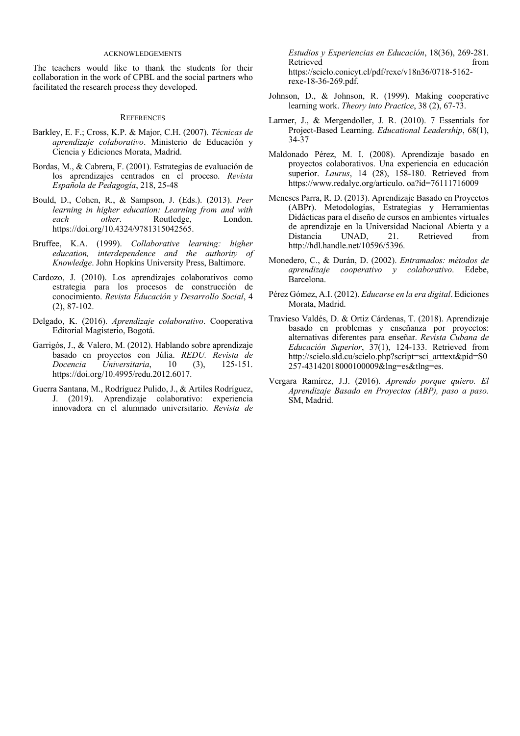## Acknowledgements

The teachers would like to thank the students for their collaboration in the work of CPBL and the social partners who facilitated the research process they developed.

## References

Barkley, E. F.; Cross, K.P. & Major, C.H. (2007). *Técnicas de aprendizaje colaborativo*. Ministerio de Educación y Ciencia y Ediciones Morata, Madrid.

Bordas, M., & Cabrera, F. (2001). Estrategias de evaluación de los aprendizajes centrados en el proceso. *Revista Española de Pedagogía*, 218, 25-48

Bould, D., Cohen, R., & Sampson, J. (Eds.). (2013). *Peer learning in higher education: Learning from and with each other*. Routledge, London. https://doi.org/10.4324/9781315042565.

Bruffee, K.A. (1999). *Collaborative learning: higher education, interdependence and the authority of Knowledge*. John Hopkins University Press, Baltimore.

Cardozo, J. (2010). Los aprendizajes colaborativos como estrategia para los procesos de construcción de conocimiento. *Revista Educación y Desarrollo Social*, 4 (2), 87-102.

Delgado, K. (2016). *Aprendizaje colaborativo*. Cooperativa Editorial Magisterio, Bogotá.

Garrigós, J., & Valero, M. (2012). Hablando sobre aprendizaje basado en proyectos con Júlia. *REDU. Revista de Docencia Universitaria*, 10 (3), 125-151. https://doi.org/10.4995/redu.2012.6017.

Guerra Santana, M., Rodríguez Pulido, J., & Artiles Rodríguez, J. (2019). Aprendizaje colaborativo: experiencia innovadora en el alumnado universitario. *Revista de Estudios y Experiencias en Educación*, 18(36), 269-281. Retrieved from https://scielo.conicyt.cl/pdf/rexe/v18n36/0718-5162-rexe-18-36-269.pdf.

Johnson, D., & Johnson, R. (1999). Making cooperative learning work. *Theory into Practice*, 38 (2), 67-73.

Larmer, J., & Mergendoller, J. R. (2010). 7 Essentials for Project-Based Learning. *Educational Leadership*, 68(1), 34-37

Maldonado Pérez, M. I. (2008). Aprendizaje basado en proyectos colaborativos. Una experiencia en educación superior. *Laurus*, 14 (28), 158-180. Retrieved from https://www.redalyc.org/articulo. oa?id=76111716009

Meneses Parra, R. D. (2013). Aprendizaje Basado en Proyectos (ABPr). Metodologías, Estrategias y Herramientas Didácticas para el diseño de cursos en ambientes virtuales de aprendizaje en la Universidad Nacional Abierta y a Distancia UNAD, 21. Retrieved from http://hdl.handle.net/10596/5396.

Monedero, C., & Durán, D. (2002). *Entramados: métodos de aprendizaje cooperativo y colaborativo*. Edebe, Barcelona.

Pérez Gómez, A.I. (2012). *Educarse en la era digital*. Ediciones Morata, Madrid.

Travieso Valdés, D. & Ortiz Cárdenas, T. (2018). Aprendizaje basado en problemas y enseñanza por proyectos: alternativas diferentes para enseñar. *Revista Cubana de Educación Superior*, 37(1), 124-133. Retrieved from http://scielo.sld.cu/scielo.php?script=sci_arttext&pid=S0257-43142018000100009&lng=es&tlng=es.

Vergara Ramírez, J.J. (2016). *Aprendo porque quiero. El Aprendizaje Basado en Proyectos (ABP), paso a paso.* SM, Madrid.